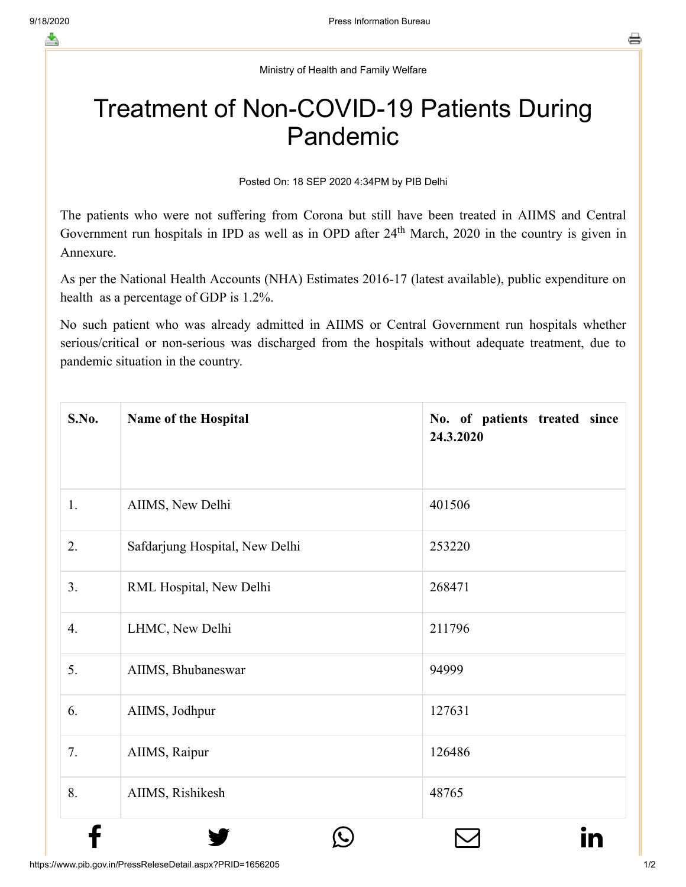Ministry of Health and Family Welfare

# Treatment of Non-COVID-19 Patients During Pandemic

Posted On: 18 SEP 2020 4:34PM by PIB Delhi

The patients who were not suffering from Corona but still have been treated in AIIMS and Central Government run hospitals in IPD as well as in OPD after 24th March, 2020 in the country is given in Annexure.

As per the National Health Accounts (NHA) Estimates 2016-17 (latest available), public expenditure on health as a percentage of GDP is 1.2%.

No such patient who was already admitted in AIIMS or Central Government run hospitals whether serious/critical or non-serious was discharged from the hospitals without adequate treatment, due to pandemic situation in the country.

| S.No. | Name of the Hospital | No. of patients treated since 24.3.2020 |
|---|---|---|
| 1. | AIIMS, New Delhi | 401506 |
| 2. | Safdarjung Hospital, New Delhi | 253220 |
| 3. | RML Hospital, New Delhi | 268471 |
| 4. | LHMC, New Delhi | 211796 |
| 5. | AIIMS, Bhubaneswar | 94999 |
| 6. | AIIMS, Jodhpur | 127631 |
| 7. | AIIMS, Raipur | 126486 |
| 8. | AIIMS, Rishikesh | 48765 |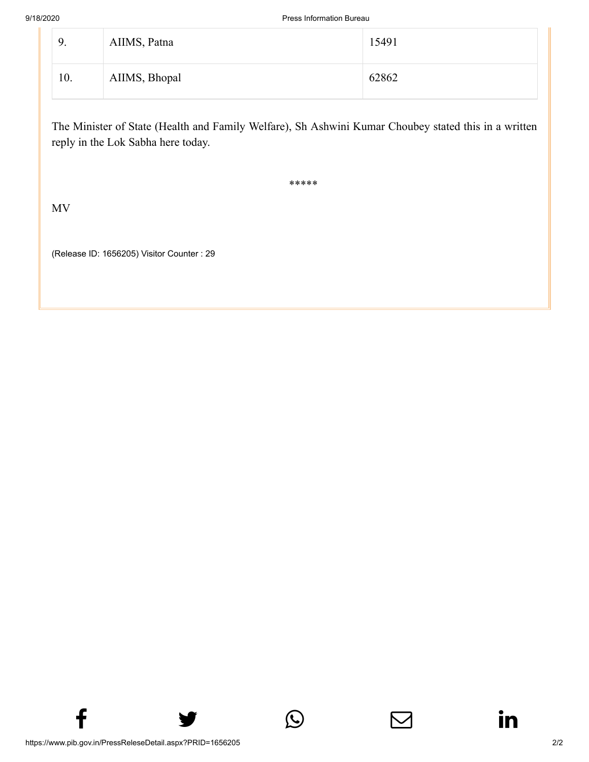| | | |
|---|---|---|
| 9. | AIIMS, Patna | 15491 |
| 10. | AIIMS, Bhopal | 62862 |

The Minister of State (Health and Family Welfare), Sh Ashwini Kumar Choubey stated this in a written reply in the Lok Sabha here today.

*****

MV

(Release ID: 1656205) Visitor Counter : 29